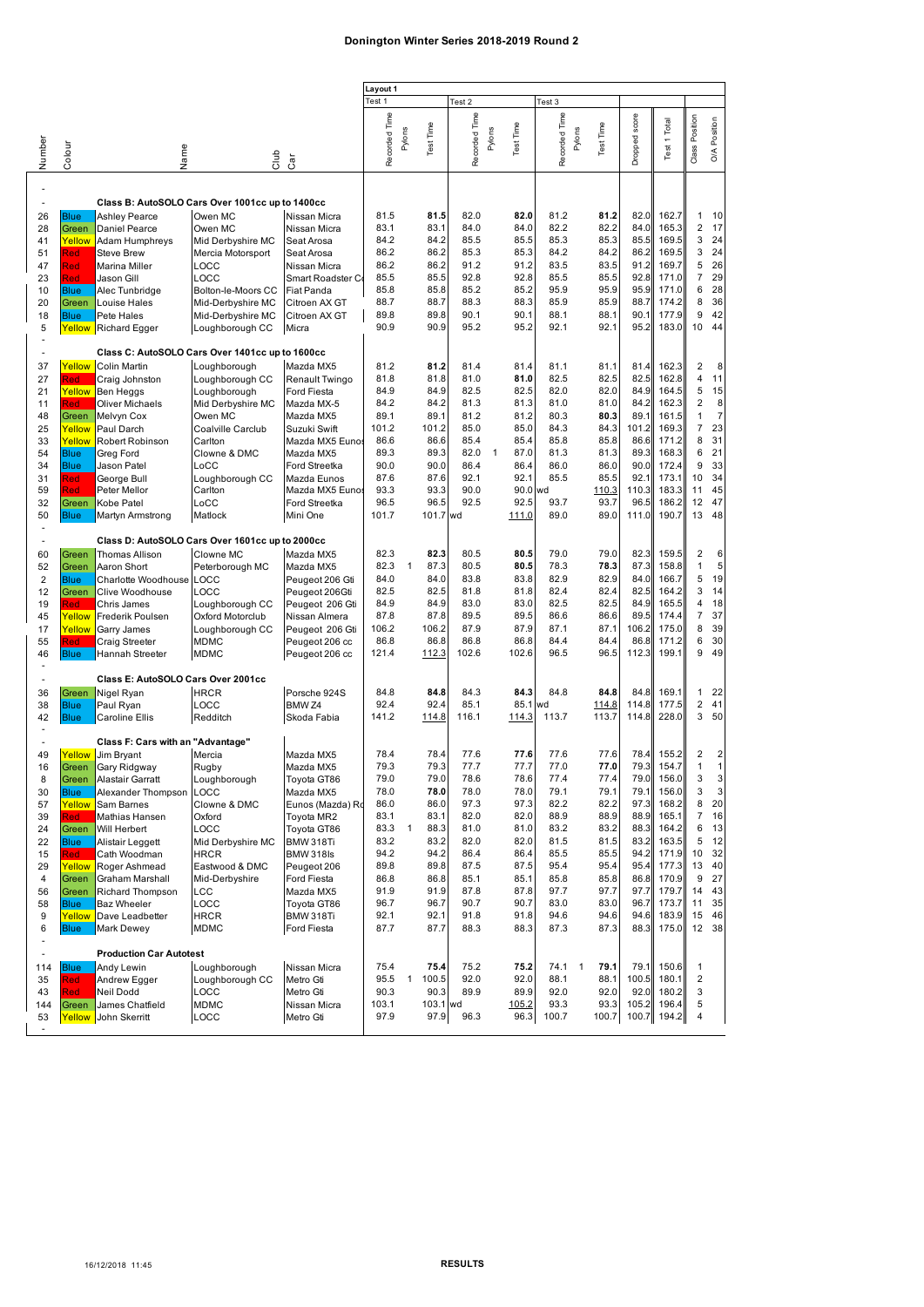# Donington Winter Series 2018-2019 Round 2

| | | | | | Layout 1 | | | | | | | | | | | | |
|---|---|---|---|---|---|---|---|---|---|---|---|---|---|---|---|---|---|
| | | | | | Test 1 | | | Test 2 | | | Test 3 | | | | | | |
| Number | Colour | Name | Club | Car | Recorded Time | Pylons | Test Time | Recorded Time | Pylons | Test Time | Recorded Time | Pylons | Test Time | Dropped score | Test 1 Total | Class Position | O/A Position |
| - | | | | | | | | | | | | | | | | | |
| - | | **Class B: AutoSOLO Cars Over 1001cc up to 1400cc** | | | | | | | | | | | | | | | |
| 26 | Blue | Ashley Pearce | Owen MC | Nissan Micra | 81.5 | | **81.5** | 82.0 | | **82.0** | 81.2 | | **81.2** | 82.0 | 162.7 | 1 | 10 |
| 28 | Green | Daniel Pearce | Owen MC | Nissan Micra | 83.1 | | 83.1 | 84.0 | | 84.0 | 82.2 | | 82.2 | 84.0 | 165.3 | 2 | 17 |
| 41 | Yellow | Adam Humphreys | Mid Derbyshire MC | Seat Arosa | 84.2 | | 84.2 | 85.5 | | 85.5 | 85.3 | | 85.3 | 85.5 | 169.5 | 3 | 24 |
| 51 | Red | Steve Brew | Mercia Motorsport | Seat Arosa | 86.2 | | 86.2 | 85.3 | | 85.3 | 84.2 | | 84.2 | 86.2 | 169.5 | 3 | 24 |
| 47 | Red | Marina Miller | LOCC | Nissan Micra | 86.2 | | 86.2 | 91.2 | | 91.2 | 83.5 | | 83.5 | 91.2 | 169.7 | 5 | 26 |
| 23 | Red | Jason Gill | LOCC | Smart Roadster Co | 85.5 | | 85.5 | 92.8 | | 92.8 | 85.5 | | 85.5 | 92.8 | 171.0 | 7 | 29 |
| 10 | Blue | Alec Tunbridge | Bolton-le-Moors CC | Fiat Panda | 85.8 | | 85.8 | 85.2 | | 85.2 | 95.9 | | 95.9 | 95.9 | 171.0 | 6 | 28 |
| 20 | Green | Louise Hales | Mid-Derbyshire MC | Citroen AX GT | 88.7 | | 88.7 | 88.3 | | 88.3 | 85.9 | | 85.9 | 88.7 | 174.2 | 8 | 36 |
| 18 | Blue | Pete Hales | Mid-Derbyshire MC | Citroen AX GT | 89.8 | | 89.8 | 90.1 | | 90.1 | 88.1 | | 88.1 | 90.1 | 177.9 | 9 | 42 |
| 5 | Yellow | Richard Egger | Loughborough CC | Micra | 90.9 | | 90.9 | 95.2 | | 95.2 | 92.1 | | 92.1 | 95.2 | 183.0 | 10 | 44 |
| - | | | | | | | | | | | | | | | | | |
| - | | **Class C: AutoSOLO Cars Over 1401cc up to 1600cc** | | | | | | | | | | | | | | | |
| 37 | Yellow | Colin Martin | Loughborough | Mazda MX5 | 81.2 | | **81.2** | 81.4 | | 81.4 | 81.1 | | 81.1 | 81.4 | 162.3 | 2 | 8 |
| 27 | Red | Craig Johnston | Loughborough CC | Renault Twingo | 81.8 | | 81.8 | 81.0 | | **81.0** | 82.5 | | 82.5 | 82.5 | 162.8 | 4 | 11 |
| 21 | Yellow | Ben Heggs | Loughborough | Ford Fiesta | 84.9 | | 84.9 | 82.5 | | 82.5 | 82.0 | | 82.0 | 84.9 | 164.5 | 5 | 15 |
| 11 | Red | Oliver Michaels | Mid Derbyshire MC | Mazda MX-5 | 84.2 | | 84.2 | 81.3 | | 81.3 | 81.0 | | 81.0 | 84.2 | 162.3 | 2 | 8 |
| 48 | Green | Melvyn Cox | Owen MC | Mazda MX5 | 89.1 | | 89.1 | 81.2 | | 81.2 | 80.3 | | **80.3** | 89.1 | 161.5 | 1 | 7 |
| 25 | Yellow | Paul Darch | Coalville Carclub | Suzuki Swift | 101.2 | | 101.2 | 85.0 | | 85.0 | 84.3 | | 84.3 | 101.2 | 169.3 | 7 | 23 |
| 33 | Yellow | Robert Robinson | Carlton | Mazda MX5 Eunos | 86.6 | | 86.6 | 85.4 | | 85.4 | 85.8 | | 85.8 | 86.6 | 171.2 | 8 | 31 |
| 54 | Blue | Greg Ford | Clowne & DMC | Mazda MX5 | 89.3 | | 89.3 | 82.0 | 1 | 87.0 | 81.3 | | 81.3 | 89.3 | 168.3 | 6 | 21 |
| 34 | Blue | Jason Patel | LoCC | Ford Streetka | 90.0 | | 90.0 | 86.4 | | 86.4 | 86.0 | | 86.0 | 90.0 | 172.4 | 9 | 33 |
| 31 | Red | George Bull | Loughborough CC | Mazda Eunos | 87.6 | | 87.6 | 92.1 | | 92.1 | 85.5 | | 85.5 | 92.1 | 173.1 | 10 | 34 |
| 59 | Red | Peter Mellor | Carlton | Mazda MX5 Eunos | 93.3 | | 93.3 | 90.0 | | 90.0 | wd | | 110.3 | 110.3 | 183.3 | 11 | 45 |
| 32 | Green | Kobe Patel | LoCC | Ford Streetka | 96.5 | | 96.5 | 92.5 | | 92.5 | 93.7 | | 93.7 | 96.5 | 186.2 | 12 | 47 |
| 50 | Blue | Martyn Armstrong | Matlock | Mini One | 101.7 | | 101.7 | wd | | 111.0 | 89.0 | | 89.0 | 111.0 | 190.7 | 13 | 48 |
| - | | | | | | | | | | | | | | | | | |
| - | | **Class D: AutoSOLO Cars Over 1601cc up to 2000cc** | | | | | | | | | | | | | | | |
| 60 | Green | Thomas Allison | Clowne MC | Mazda MX5 | 82.3 | | **82.3** | 80.5 | | **80.5** | 79.0 | | 79.0 | 82.3 | 159.5 | 2 | 6 |
| 52 | Green | Aaron Short | Peterborough MC | Mazda MX5 | 82.3 | 1 | 87.3 | 80.5 | | **80.5** | 78.3 | | **78.3** | 87.3 | 158.8 | 1 | 5 |
| 2 | Blue | Charlotte Woodhouse | LOCC | Peugeot 206 Gti | 84.0 | | 84.0 | 83.8 | | 83.8 | 82.9 | | 82.9 | 84.0 | 166.7 | 5 | 19 |
| 12 | Green | Clive Woodhouse | LOCC | Peugeot 206Gti | 82.5 | | 82.5 | 81.8 | | 81.8 | 82.4 | | 82.4 | 82.5 | 164.2 | 3 | 14 |
| 19 | Red | Chris James | Loughborough CC | Peugeot 206 Gti | 84.9 | | 84.9 | 83.0 | | 83.0 | 82.5 | | 82.5 | 84.9 | 165.5 | 4 | 18 |
| 45 | Yellow | Frederik Poulsen | Oxford Motorclub | Nissan Almera | 87.8 | | 87.8 | 89.5 | | 89.5 | 86.6 | | 86.6 | 89.5 | 174.4 | 7 | 37 |
| 17 | Yellow | Garry James | Loughborough CC | Peugeot 206 Gti | 106.2 | | 106.2 | 87.9 | | 87.9 | 87.1 | | 87.1 | 106.2 | 175.0 | 8 | 39 |
| 55 | Red | Craig Streeter | MDMC | Peugeot 206 cc | 86.8 | | 86.8 | 86.8 | | 86.8 | 84.4 | | 84.4 | 86.8 | 171.2 | 6 | 30 |
| 46 | Blue | Hannah Streeter | MDMC | Peugeot 206 cc | 121.4 | | 112.3 | 102.6 | | 102.6 | 96.5 | | 96.5 | 112.3 | 199.1 | 9 | 49 |
| - | | | | | | | | | | | | | | | | | |
| - | | **Class E: AutoSOLO Cars Over 2001cc** | | | | | | | | | | | | | | | |
| 36 | Green | Nigel Ryan | HRCR | Porsche 924S | 84.8 | | **84.8** | 84.3 | | **84.3** | 84.8 | | **84.8** | 84.8 | 169.1 | 1 | 22 |
| 38 | Blue | Paul Ryan | LOCC | BMW Z4 | 92.4 | | 92.4 | 85.1 | | 85.1 | wd | | 114.8 | 114.8 | 177.5 | 2 | 41 |
| 42 | Blue | Caroline Ellis | Redditch | Skoda Fabia | 141.2 | | 114.8 | 116.1 | | 114.3 | 113.7 | | 113.7 | 114.8 | 228.0 | 3 | 50 |
| - | | | | | | | | | | | | | | | | | |
| - | | **Class F: Cars with an "Advantage"** | | | | | | | | | | | | | | | |
| 49 | Yellow | Jim Bryant | Mercia | Mazda MX5 | 78.4 | | 78.4 | 77.6 | | **77.6** | 77.6 | | 77.6 | 78.4 | 155.2 | 2 | 2 |
| 16 | Green | Gary Ridgway | Rugby | Mazda MX5 | 79.3 | | 79.3 | 77.7 | | 77.7 | 77.0 | | **77.0** | 79.3 | 154.7 | 1 | 1 |
| 8 | Green | Alastair Garratt | Loughborough | Toyota GT86 | 79.0 | | 79.0 | 78.6 | | 78.6 | 77.4 | | 77.4 | 79.0 | 156.0 | 3 | 3 |
| 30 | Blue | Alexander Thompson | LOCC | Mazda MX5 | 78.0 | | **78.0** | 78.0 | | 78.0 | 79.1 | | 79.1 | 79.1 | 156.0 | 3 | 3 |
| 57 | Yellow | Sam Barnes | Clowne & DMC | Eunos (Mazda) Ro | 86.0 | | 86.0 | 97.3 | | 97.3 | 82.2 | | 82.2 | 97.3 | 168.2 | 8 | 20 |
| 39 | Red | Mathias Hansen | Oxford | Toyota MR2 | 83.1 | | 83.1 | 82.0 | | 82.0 | 88.9 | | 88.9 | 88.9 | 165.1 | 7 | 16 |
| 24 | Green | Will Herbert | LOCC | Toyota GT86 | 83.3 | 1 | 88.3 | 81.0 | | 81.0 | 83.2 | | 83.2 | 88.3 | 164.2 | 6 | 13 |
| 22 | Blue | Alistair Leggett | Mid Derbyshire MC | BMW 318Ti | 83.2 | | 83.2 | 82.0 | | 82.0 | 81.5 | | 81.5 | 83.2 | 163.5 | 5 | 12 |
| 15 | Red | Cath Woodman | HRCR | BMW 318Is | 94.2 | | 94.2 | 86.4 | | 86.4 | 85.5 | | 85.5 | 94.2 | 171.9 | 10 | 32 |
| 29 | Yellow | Roger Ashmead | Eastwood & DMC | Peugeot 206 | 89.8 | | 89.8 | 87.5 | | 87.5 | 95.4 | | 95.4 | 95.4 | 177.3 | 13 | 40 |
| 4 | Green | Graham Marshall | Mid-Derbyshire | Ford Fiesta | 86.8 | | 86.8 | 85.1 | | 85.1 | 85.8 | | 85.8 | 86.8 | 170.9 | 9 | 27 |
| 56 | Green | Richard Thompson | LCC | Mazda MX5 | 91.9 | | 91.9 | 87.8 | | 87.8 | 97.7 | | 97.7 | 97.7 | 179.7 | 14 | 43 |
| 58 | Blue | Baz Wheeler | LOCC | Toyota GT86 | 96.7 | | 96.7 | 90.7 | | 90.7 | 83.0 | | 83.0 | 96.7 | 173.7 | 11 | 35 |
| 9 | Yellow | Dave Leadbetter | HRCR | BMW 318Ti | 92.1 | | 92.1 | 91.8 | | 91.8 | 94.6 | | 94.6 | 94.6 | 183.9 | 15 | 46 |
| 6 | Blue | Mark Dewey | MDMC | Ford Fiesta | 87.7 | | 87.7 | 88.3 | | 88.3 | 87.3 | | 87.3 | 88.3 | 175.0 | 12 | 38 |
| - | | | | | | | | | | | | | | | | | |
| - | | **Production Car Autotest** | | | | | | | | | | | | | | | |
| 114 | Blue | Andy Lewin | Loughborough | Nissan Micra | 75.4 | | **75.4** | 75.2 | | **75.2** | 74.1 | 1 | **79.1** | 79.1 | 150.6 | 1 | |
| 35 | Red | Andrew Egger | Loughborough CC | Metro Gti | 95.5 | 1 | 100.5 | 92.0 | | 92.0 | 88.1 | | 88.1 | 100.5 | 180.1 | 2 | |
| 43 | Red | Neil Dodd | LOCC | Metro Gti | 90.3 | | 90.3 | 89.9 | | 89.9 | 92.0 | | 92.0 | 92.0 | 180.2 | 3 | |
| 144 | Green | James Chatfield | MDMC | Nissan Micra | 103.1 | | 103.1 | wd | | 105.2 | 93.3 | | 93.3 | 105.2 | 196.4 | 5 | |
| 53 | Yellow | John Skerritt | LOCC | Metro Gti | 97.9 | | 97.9 | 96.3 | | 96.3 | 100.7 | | 100.7 | 100.7 | 194.2 | 4 | |
| - | | | | | | | | | | | | | | | | | |

16/12/2018 11:45

RESULTS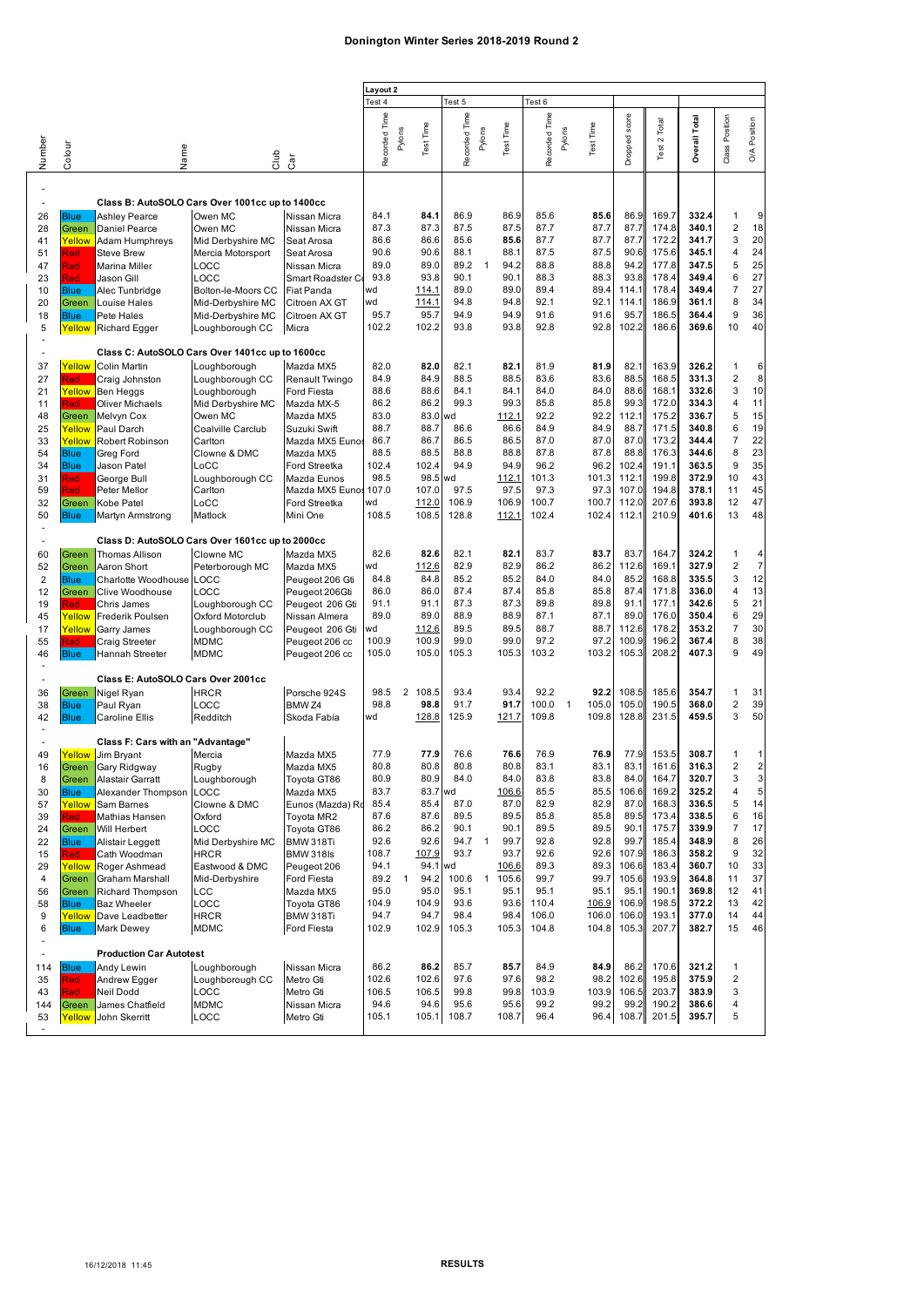## Donington Winter Series 2018-2019 Round 2

| Number | Colour | Name | Club | Car | Layout 2 Test 4 Recorded Time | Pylons | Test Time | Test 5 Recorded Time | Pylons | Test Time | Test 6 Recorded Time | Pylons | Test Time | Dropped score | Test 2 Total | Overall Total | Class Position | O/A Position |
|---|---|---|---|---|---|---|---|---|---|---|---|---|---|---|---|---|---|---|
| - | | | | | | | | | | | | | | | | | | |
| - | | **Class B: AutoSOLO Cars Over 1001cc up to 1400cc** | | | | | | | | | | | | | | | | |
| 26 | Blue | Ashley Pearce | Owen MC | Nissan Micra | 84.1 | | **84.1** | 86.9 | | 86.9 | 85.6 | | **85.6** | 86.9 | 169.7 | **332.4** | 1 | 9 |
| 28 | Green | Daniel Pearce | Owen MC | Nissan Micra | 87.3 | | 87.3 | 87.5 | | 87.5 | 87.7 | | 87.7 | 87.7 | 174.8 | **340.1** | 2 | 18 |
| 41 | Yellow | Adam Humphreys | Mid Derbyshire MC | Seat Arosa | 86.6 | | 86.6 | 85.6 | | **85.6** | 87.7 | | 87.7 | 87.7 | 172.2 | **341.7** | 3 | 20 |
| 51 | Red | Steve Brew | Mercia Motorsport | Seat Arosa | 90.6 | | 90.6 | 88.1 | | 88.1 | 87.5 | | 87.5 | 90.6 | 175.6 | **345.1** | 4 | 24 |
| 47 | Red | Marina Miller | LOCC | Nissan Micra | 89.0 | | 89.0 | 89.2 | 1 | 94.2 | 88.8 | | 88.8 | 94.2 | 177.8 | **347.5** | 5 | 25 |
| 23 | Red | Jason Gill | LOCC | Smart Roadster Co | 93.8 | | 93.8 | 90.1 | | 90.1 | 88.3 | | 88.3 | 93.8 | 178.4 | **349.4** | 6 | 27 |
| 10 | Blue | Alec Tunbridge | Bolton-le-Moors CC | Fiat Panda | wd | | 114.1 | 89.0 | | 89.0 | 89.4 | | 89.4 | 114.1 | 178.4 | **349.4** | 7 | 27 |
| 20 | Green | Louise Hales | Mid-Derbyshire MC | Citroen AX GT | wd | | 114.1 | 94.8 | | 94.8 | 92.1 | | 92.1 | 114.1 | 186.9 | **361.1** | 8 | 34 |
| 18 | Blue | Pete Hales | Mid-Derbyshire MC | Citroen AX GT | 95.7 | | 95.7 | 94.9 | | 94.9 | 91.6 | | 91.6 | 95.7 | 186.5 | **364.4** | 9 | 36 |
| 5 | Yellow | Richard Egger | Loughborough CC | Micra | 102.2 | | 102.2 | 93.8 | | 93.8 | 92.8 | | 92.8 | 102.2 | 186.6 | **369.6** | 10 | 40 |
| - | | | | | | | | | | | | | | | | | | |
| - | | **Class C: AutoSOLO Cars Over 1401cc up to 1600cc** | | | | | | | | | | | | | | | | |
| 37 | Yellow | Colin Martin | Loughborough | Mazda MX5 | 82.0 | | **82.0** | 82.1 | | **82.1** | 81.9 | | **81.9** | 82.1 | 163.9 | **326.2** | 1 | 6 |
| 27 | Red | Craig Johnston | Loughborough CC | Renault Twingo | 84.9 | | 84.9 | 88.5 | | 88.5 | 83.6 | | 83.6 | 88.5 | 168.5 | **331.3** | 2 | 8 |
| 21 | Yellow | Ben Heggs | Loughborough | Ford Fiesta | 88.6 | | 88.6 | 84.1 | | 84.1 | 84.0 | | 84.0 | 88.6 | 168.1 | **332.6** | 3 | 10 |
| 11 | Red | Oliver Michaels | Mid Derbyshire MC | Mazda MX-5 | 86.2 | | 86.2 | 99.3 | | 99.3 | 85.8 | | 85.8 | 99.3 | 172.0 | **334.3** | 4 | 11 |
| 48 | Green | Melvyn Cox | Owen MC | Mazda MX5 | 83.0 | | 83.0 | wd | | 112.1 | 92.2 | | 92.2 | 112.1 | 175.2 | **336.7** | 5 | 15 |
| 25 | Yellow | Paul Darch | Coalville Carclub | Suzuki Swift | 88.7 | | 88.7 | 86.6 | | 86.6 | 84.9 | | 84.9 | 88.7 | 171.5 | **340.8** | 6 | 19 |
| 33 | Yellow | Robert Robinson | Carlton | Mazda MX5 Eunos | 86.7 | | 86.7 | 86.5 | | 86.5 | 87.0 | | 87.0 | 87.0 | 173.2 | **344.4** | 7 | 22 |
| 54 | Blue | Greg Ford | Clowne & DMC | Mazda MX5 | 88.5 | | 88.5 | 88.8 | | 88.8 | 87.8 | | 87.8 | 88.8 | 176.3 | **344.6** | 8 | 23 |
| 34 | Blue | Jason Patel | LoCC | Ford Streetka | 102.4 | | 102.4 | 94.9 | | 94.9 | 96.2 | | 96.2 | 102.4 | 191.1 | **363.5** | 9 | 35 |
| 31 | Red | George Bull | Loughborough CC | Mazda Eunos | 98.5 | | 98.5 | wd | | 112.1 | 101.3 | | 101.3 | 112.1 | 199.8 | **372.9** | 10 | 43 |
| 59 | Red | Peter Mellor | Carlton | Mazda MX5 Eunos | 107.0 | | 107.0 | 97.5 | | 97.5 | 97.3 | | 97.3 | 107.0 | 194.8 | **378.1** | 11 | 45 |
| 32 | Green | Kobe Patel | LoCC | Ford Streetka | wd | | 112.0 | 106.9 | | 106.9 | 100.7 | | 100.7 | 112.0 | 207.6 | **393.8** | 12 | 47 |
| 50 | Blue | Martyn Armstrong | Matlock | Mini One | 108.5 | | 108.5 | 128.8 | | 112.1 | 102.4 | | 102.4 | 112.1 | 210.9 | **401.6** | 13 | 48 |
| - | | | | | | | | | | | | | | | | | | |
| - | | **Class D: AutoSOLO Cars Over 1601cc up to 2000cc** | | | | | | | | | | | | | | | | |
| 60 | Green | Thomas Allison | Clowne MC | Mazda MX5 | 82.6 | | **82.6** | 82.1 | | **82.1** | 83.7 | | **83.7** | 83.7 | 164.7 | **324.2** | 1 | 4 |
| 52 | Green | Aaron Short | Peterborough MC | Mazda MX5 | wd | | 112.6 | 82.9 | | 82.9 | 86.2 | | 86.2 | 112.6 | 169.1 | **327.9** | 2 | 7 |
| 2 | Blue | Charlotte Woodhouse | LOCC | Peugeot 206 Gti | 84.8 | | 84.8 | 85.2 | | 85.2 | 84.0 | | 84.0 | 85.2 | 168.8 | **335.5** | 3 | 12 |
| 12 | Green | Clive Woodhouse | LOCC | Peugeot 206Gti | 86.0 | | 86.0 | 87.4 | | 87.4 | 85.8 | | 85.8 | 87.4 | 171.8 | **336.0** | 4 | 13 |
| 19 | Red | Chris James | Loughborough CC | Peugeot 206 Gti | 91.1 | | 91.1 | 87.3 | | 87.3 | 89.8 | | 89.8 | 91.1 | 177.1 | **342.6** | 5 | 21 |
| 45 | Yellow | Frederik Poulsen | Oxford Motorclub | Nissan Almera | 89.0 | | 89.0 | 88.9 | | 88.9 | 87.1 | | 87.1 | 89.0 | 176.0 | **350.4** | 6 | 29 |
| 17 | Yellow | Garry James | Loughborough CC | Peugeot 206 Gti | wd | | 112.6 | 89.5 | | 89.5 | 88.7 | | 88.7 | 112.6 | 178.2 | **353.2** | 7 | 30 |
| 55 | Red | Craig Streeter | MDMC | Peugeot 206 cc | 100.9 | | 100.9 | 99.0 | | 99.0 | 97.2 | | 97.2 | 100.9 | 196.2 | **367.4** | 8 | 38 |
| 46 | Blue | Hannah Streeter | MDMC | Peugeot 206 cc | 105.0 | | 105.0 | 105.3 | | 105.3 | 103.2 | | 103.2 | 105.3 | 208.2 | **407.3** | 9 | 49 |
| - | | | | | | | | | | | | | | | | | | |
| - | | **Class E: AutoSOLO Cars Over 2001cc** | | | | | | | | | | | | | | | | |
| 36 | Green | Nigel Ryan | HRCR | Porsche 924S | 98.5 | 2 | 108.5 | 93.4 | | 93.4 | 92.2 | | **92.2** | 108.5 | 185.6 | **354.7** | 1 | 31 |
| 38 | Blue | Paul Ryan | LOCC | BMW Z4 | 98.8 | | **98.8** | 91.7 | | **91.7** | 100.0 | 1 | 105.0 | 105.0 | 190.5 | **368.0** | 2 | 39 |
| 42 | Blue | Caroline Ellis | Redditch | Skoda Fabia | wd | | 128.8 | 125.9 | | 121.7 | 109.8 | | 109.8 | 128.8 | 231.5 | **459.5** | 3 | 50 |
| - | | | | | | | | | | | | | | | | | | |
| - | | **Class F: Cars with an "Advantage"** | | | | | | | | | | | | | | | | |
| 49 | Yellow | Jim Bryant | Mercia | Mazda MX5 | 77.9 | | **77.9** | 76.6 | | **76.6** | 76.9 | | **76.9** | 77.9 | 153.5 | **308.7** | 1 | 1 |
| 16 | Green | Gary Ridgway | Rugby | Mazda MX5 | 80.8 | | 80.8 | 80.8 | | 80.8 | 83.1 | | 83.1 | 83.1 | 161.6 | **316.3** | 2 | 2 |
| 8 | Green | Alastair Garratt | Loughborough | Toyota GT86 | 80.9 | | 80.9 | 84.0 | | 84.0 | 83.8 | | 83.8 | 84.0 | 164.7 | **320.7** | 3 | 3 |
| 30 | Blue | Alexander Thompson | LOCC | Mazda MX5 | 83.7 | | 83.7 | wd | | 106.6 | 85.5 | | 85.5 | 106.6 | 169.2 | **325.2** | 4 | 5 |
| 57 | Yellow | Sam Barnes | Clowne & DMC | Eunos (Mazda) Ro | 85.4 | | 85.4 | 87.0 | | 87.0 | 82.9 | | 82.9 | 87.0 | 168.3 | **336.5** | 5 | 14 |
| 39 | Red | Mathias Hansen | Oxford | Toyota MR2 | 87.6 | | 87.6 | 89.5 | | 89.5 | 85.8 | | 85.8 | 89.5 | 173.4 | **338.5** | 6 | 16 |
| 24 | Green | Will Herbert | LOCC | Toyota GT86 | 86.2 | | 86.2 | 90.1 | | 90.1 | 89.5 | | 89.5 | 90.1 | 175.7 | **339.9** | 7 | 17 |
| 22 | Blue | Alistair Leggett | Mid Derbyshire MC | BMW 318Ti | 92.6 | | 92.6 | 94.7 | 1 | 99.7 | 92.8 | | 92.8 | 99.7 | 185.4 | **348.9** | 8 | 26 |
| 15 | Red | Cath Woodman | HRCR | BMW 318Is | 108.7 | | 107.9 | 93.7 | | 93.7 | 92.6 | | 92.6 | 107.9 | 186.3 | **358.2** | 9 | 32 |
| 29 | Yellow | Roger Ashmead | Eastwood & DMC | Peugeot 206 | 94.1 | | 94.1 | wd | | 106.6 | 89.3 | | 89.3 | 106.6 | 183.4 | **360.7** | 10 | 33 |
| 4 | Green | Graham Marshall | Mid-Derbyshire | Ford Fiesta | 89.2 | 1 | 94.2 | 100.6 | 1 | 105.6 | 99.7 | | 99.7 | 105.6 | 193.9 | **364.8** | 11 | 37 |
| 56 | Green | Richard Thompson | LCC | Mazda MX5 | 95.0 | | 95.0 | 95.1 | | 95.1 | 95.1 | | 95.1 | 95.1 | 190.1 | **369.8** | 12 | 41 |
| 58 | Blue | Baz Wheeler | LOCC | Toyota GT86 | 104.9 | | 104.9 | 93.6 | | 93.6 | 110.4 | | 106.9 | 106.9 | 198.5 | **372.2** | 13 | 42 |
| 9 | Yellow | Dave Leadbetter | HRCR | BMW 318Ti | 94.7 | | 94.7 | 98.4 | | 98.4 | 106.0 | | 106.0 | 106.0 | 193.1 | **377.0** | 14 | 44 |
| 6 | Blue | Mark Dewey | MDMC | Ford Fiesta | 102.9 | | 102.9 | 105.3 | | 105.3 | 104.8 | | 104.8 | 105.3 | 207.7 | **382.7** | 15 | 46 |
| - | | | | | | | | | | | | | | | | | | |
| - | | **Production Car Autotest** | | | | | | | | | | | | | | | | |
| 114 | Blue | Andy Lewin | Loughborough | Nissan Micra | 86.2 | | **86.2** | 85.7 | | **85.7** | 84.9 | | **84.9** | 86.2 | 170.6 | **321.2** | 1 | |
| 35 | Red | Andrew Egger | Loughborough CC | Metro Gti | 102.6 | | 102.6 | 97.6 | | 97.6 | 98.2 | | 98.2 | 102.6 | 195.8 | **375.9** | 2 | |
| 43 | Red | Neil Dodd | LOCC | Metro Gti | 106.5 | | 106.5 | 99.8 | | 99.8 | 103.9 | | 103.9 | 106.5 | 203.7 | **383.9** | 3 | |
| 144 | Green | James Chatfield | MDMC | Nissan Micra | 94.6 | | 94.6 | 95.6 | | 95.6 | 99.2 | | 99.2 | 99.2 | 190.2 | **386.6** | 4 | |
| 53 | Yellow | John Skerritt | LOCC | Metro Gti | 105.1 | | 105.1 | 108.7 | | 108.7 | 96.4 | | 96.4 | 108.7 | 201.5 | **395.7** | 5 | |
| - | | | | | | | | | | | | | | | | | | |

16/12/2018 11:45 **RESULTS**